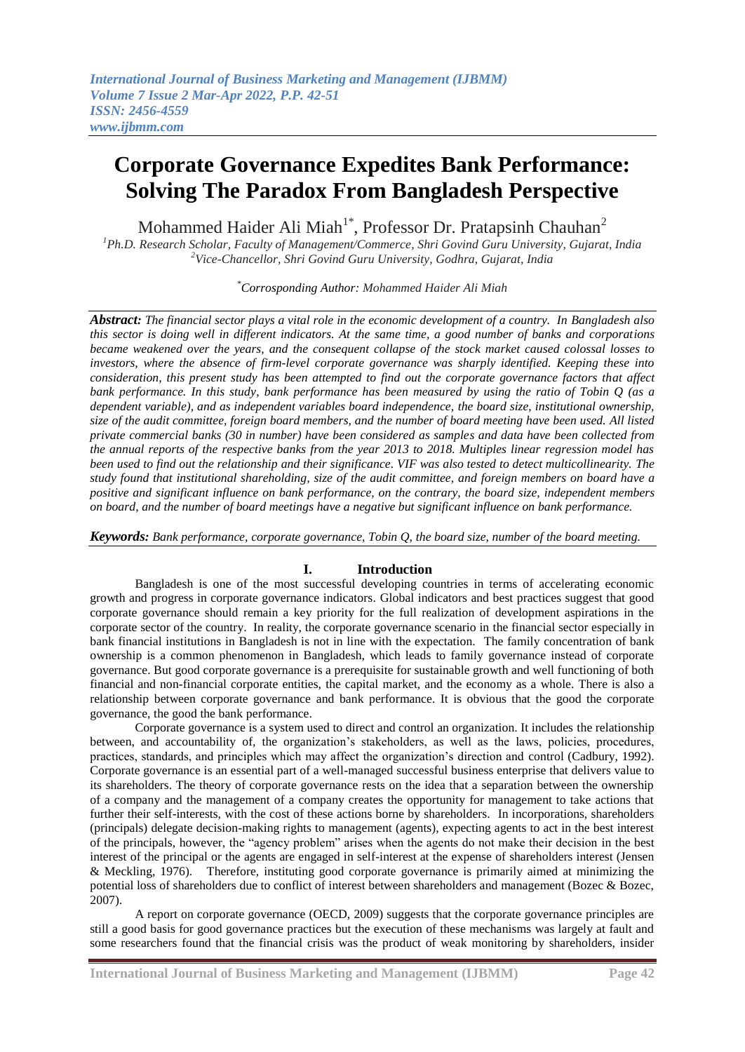# Corporate Governance Expedites Bank Performance: Solving The Paradox From Bangladesh Perspective

Mohammed Haider Ali Miah[1*], Professor Dr. Pratapsinh Chauhan[2]

[1]Ph.D. Research Scholar, Faculty of Management/Commerce, Shri Govind Guru University, Gujarat, India
[2]Vice-Chancellor, Shri Govind Guru University, Godhra, Gujarat, India

[*]Corrosponding Author: Mohammed Haider Ali Miah

***Abstract:*** *The financial sector plays a vital role in the economic development of a country. In Bangladesh also this sector is doing well in different indicators. At the same time, a good number of banks and corporations became weakened over the years, and the consequent collapse of the stock market caused colossal losses to investors, where the absence of firm-level corporate governance was sharply identified. Keeping these into consideration, this present study has been attempted to find out the corporate governance factors that affect bank performance. In this study, bank performance has been measured by using the ratio of Tobin Q (as a dependent variable), and as independent variables board independence, the board size, institutional ownership, size of the audit committee, foreign board members, and the number of board meeting have been used. All listed private commercial banks (30 in number) have been considered as samples and data have been collected from the annual reports of the respective banks from the year 2013 to 2018. Multiples linear regression model has been used to find out the relationship and their significance. VIF was also tested to detect multicollinearity. The study found that institutional shareholding, size of the audit committee, and foreign members on board have a positive and significant influence on bank performance, on the contrary, the board size, independent members on board, and the number of board meetings have a negative but significant influence on bank performance.*

***Keywords:*** *Bank performance, corporate governance, Tobin Q, the board size, number of the board meeting.*

## I. Introduction

Bangladesh is one of the most successful developing countries in terms of accelerating economic growth and progress in corporate governance indicators. Global indicators and best practices suggest that good corporate governance should remain a key priority for the full realization of development aspirations in the corporate sector of the country. In reality, the corporate governance scenario in the financial sector especially in bank financial institutions in Bangladesh is not in line with the expectation. The family concentration of bank ownership is a common phenomenon in Bangladesh, which leads to family governance instead of corporate governance. But good corporate governance is a prerequisite for sustainable growth and well functioning of both financial and non-financial corporate entities, the capital market, and the economy as a whole. There is also a relationship between corporate governance and bank performance. It is obvious that the good the corporate governance, the good the bank performance.

Corporate governance is a system used to direct and control an organization. It includes the relationship between, and accountability of, the organization's stakeholders, as well as the laws, policies, procedures, practices, standards, and principles which may affect the organization's direction and control (Cadbury, 1992). Corporate governance is an essential part of a well-managed successful business enterprise that delivers value to its shareholders. The theory of corporate governance rests on the idea that a separation between the ownership of a company and the management of a company creates the opportunity for management to take actions that further their self-interests, with the cost of these actions borne by shareholders. In incorporations, shareholders (principals) delegate decision-making rights to management (agents), expecting agents to act in the best interest of the principals, however, the "agency problem" arises when the agents do not make their decision in the best interest of the principal or the agents are engaged in self-interest at the expense of shareholders interest (Jensen & Meckling, 1976). Therefore, instituting good corporate governance is primarily aimed at minimizing the potential loss of shareholders due to conflict of interest between shareholders and management (Bozec & Bozec, 2007).

A report on corporate governance (OECD, 2009) suggests that the corporate governance principles are still a good basis for good governance practices but the execution of these mechanisms was largely at fault and some researchers found that the financial crisis was the product of weak monitoring by shareholders, insider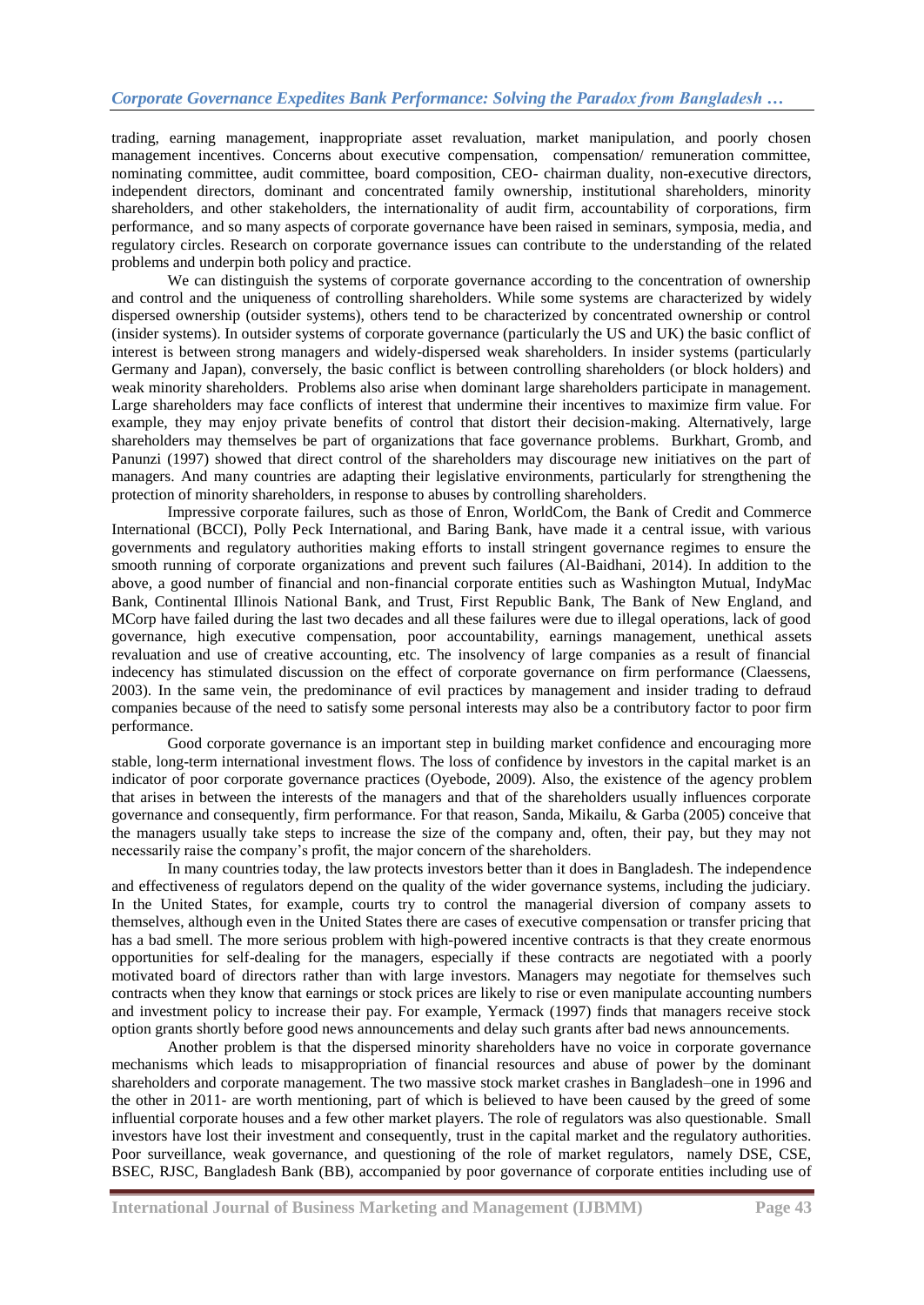trading, earning management, inappropriate asset revaluation, market manipulation, and poorly chosen management incentives. Concerns about executive compensation, compensation/ remuneration committee, nominating committee, audit committee, board composition, CEO- chairman duality, non-executive directors, independent directors, dominant and concentrated family ownership, institutional shareholders, minority shareholders, and other stakeholders, the internationality of audit firm, accountability of corporations, firm performance, and so many aspects of corporate governance have been raised in seminars, symposia, media, and regulatory circles. Research on corporate governance issues can contribute to the understanding of the related problems and underpin both policy and practice.

We can distinguish the systems of corporate governance according to the concentration of ownership and control and the uniqueness of controlling shareholders. While some systems are characterized by widely dispersed ownership (outsider systems), others tend to be characterized by concentrated ownership or control (insider systems). In outsider systems of corporate governance (particularly the US and UK) the basic conflict of interest is between strong managers and widely-dispersed weak shareholders. In insider systems (particularly Germany and Japan), conversely, the basic conflict is between controlling shareholders (or block holders) and weak minority shareholders. Problems also arise when dominant large shareholders participate in management. Large shareholders may face conflicts of interest that undermine their incentives to maximize firm value. For example, they may enjoy private benefits of control that distort their decision-making. Alternatively, large shareholders may themselves be part of organizations that face governance problems. Burkhart, Gromb, and Panunzi (1997) showed that direct control of the shareholders may discourage new initiatives on the part of managers. And many countries are adapting their legislative environments, particularly for strengthening the protection of minority shareholders, in response to abuses by controlling shareholders.

Impressive corporate failures, such as those of Enron, WorldCom, the Bank of Credit and Commerce International (BCCI), Polly Peck International, and Baring Bank, have made it a central issue, with various governments and regulatory authorities making efforts to install stringent governance regimes to ensure the smooth running of corporate organizations and prevent such failures (Al-Baidhani, 2014). In addition to the above, a good number of financial and non-financial corporate entities such as Washington Mutual, IndyMac Bank, Continental Illinois National Bank, and Trust, First Republic Bank, The Bank of New England, and MCorp have failed during the last two decades and all these failures were due to illegal operations, lack of good governance, high executive compensation, poor accountability, earnings management, unethical assets revaluation and use of creative accounting, etc. The insolvency of large companies as a result of financial indecency has stimulated discussion on the effect of corporate governance on firm performance (Claessens, 2003). In the same vein, the predominance of evil practices by management and insider trading to defraud companies because of the need to satisfy some personal interests may also be a contributory factor to poor firm performance.

Good corporate governance is an important step in building market confidence and encouraging more stable, long-term international investment flows. The loss of confidence by investors in the capital market is an indicator of poor corporate governance practices (Oyebode, 2009). Also, the existence of the agency problem that arises in between the interests of the managers and that of the shareholders usually influences corporate governance and consequently, firm performance. For that reason, Sanda, Mikailu, & Garba (2005) conceive that the managers usually take steps to increase the size of the company and, often, their pay, but they may not necessarily raise the company's profit, the major concern of the shareholders.

In many countries today, the law protects investors better than it does in Bangladesh. The independence and effectiveness of regulators depend on the quality of the wider governance systems, including the judiciary. In the United States, for example, courts try to control the managerial diversion of company assets to themselves, although even in the United States there are cases of executive compensation or transfer pricing that has a bad smell. The more serious problem with high-powered incentive contracts is that they create enormous opportunities for self-dealing for the managers, especially if these contracts are negotiated with a poorly motivated board of directors rather than with large investors. Managers may negotiate for themselves such contracts when they know that earnings or stock prices are likely to rise or even manipulate accounting numbers and investment policy to increase their pay. For example, Yermack (1997) finds that managers receive stock option grants shortly before good news announcements and delay such grants after bad news announcements.

Another problem is that the dispersed minority shareholders have no voice in corporate governance mechanisms which leads to misappropriation of financial resources and abuse of power by the dominant shareholders and corporate management. The two massive stock market crashes in Bangladesh–one in 1996 and the other in 2011- are worth mentioning, part of which is believed to have been caused by the greed of some influential corporate houses and a few other market players. The role of regulators was also questionable. Small investors have lost their investment and consequently, trust in the capital market and the regulatory authorities. Poor surveillance, weak governance, and questioning of the role of market regulators, namely DSE, CSE, BSEC, RJSC, Bangladesh Bank (BB), accompanied by poor governance of corporate entities including use of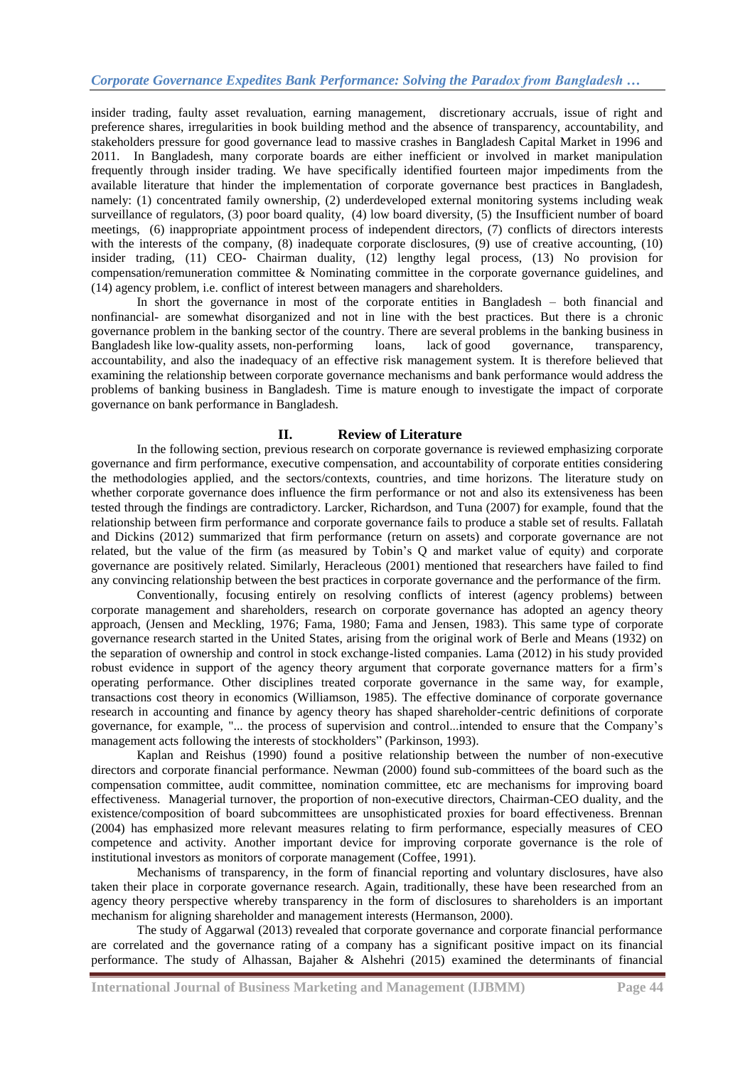insider trading, faulty asset revaluation, earning management, discretionary accruals, issue of right and preference shares, irregularities in book building method and the absence of transparency, accountability, and stakeholders pressure for good governance lead to massive crashes in Bangladesh Capital Market in 1996 and 2011. In Bangladesh, many corporate boards are either inefficient or involved in market manipulation frequently through insider trading. We have specifically identified fourteen major impediments from the available literature that hinder the implementation of corporate governance best practices in Bangladesh, namely: (1) concentrated family ownership, (2) underdeveloped external monitoring systems including weak surveillance of regulators, (3) poor board quality, (4) low board diversity, (5) the Insufficient number of board meetings, (6) inappropriate appointment process of independent directors, (7) conflicts of directors interests with the interests of the company, (8) inadequate corporate disclosures, (9) use of creative accounting, (10) insider trading, (11) CEO- Chairman duality, (12) lengthy legal process, (13) No provision for compensation/remuneration committee & Nominating committee in the corporate governance guidelines, and (14) agency problem, i.e. conflict of interest between managers and shareholders.

In short the governance in most of the corporate entities in Bangladesh – both financial and nonfinancial- are somewhat disorganized and not in line with the best practices. But there is a chronic governance problem in the banking sector of the country. There are several problems in the banking business in Bangladesh like low-quality assets, non-performing loans, lack of good governance, transparency, accountability, and also the inadequacy of an effective risk management system. It is therefore believed that examining the relationship between corporate governance mechanisms and bank performance would address the problems of banking business in Bangladesh. Time is mature enough to investigate the impact of corporate governance on bank performance in Bangladesh.

## II. Review of Literature

In the following section, previous research on corporate governance is reviewed emphasizing corporate governance and firm performance, executive compensation, and accountability of corporate entities considering the methodologies applied, and the sectors/contexts, countries, and time horizons. The literature study on whether corporate governance does influence the firm performance or not and also its extensiveness has been tested through the findings are contradictory. Larcker, Richardson, and Tuna (2007) for example, found that the relationship between firm performance and corporate governance fails to produce a stable set of results. Fallatah and Dickins (2012) summarized that firm performance (return on assets) and corporate governance are not related, but the value of the firm (as measured by Tobin's Q and market value of equity) and corporate governance are positively related. Similarly, Heracleous (2001) mentioned that researchers have failed to find any convincing relationship between the best practices in corporate governance and the performance of the firm.

Conventionally, focusing entirely on resolving conflicts of interest (agency problems) between corporate management and shareholders, research on corporate governance has adopted an agency theory approach, (Jensen and Meckling, 1976; Fama, 1980; Fama and Jensen, 1983). This same type of corporate governance research started in the United States, arising from the original work of Berle and Means (1932) on the separation of ownership and control in stock exchange-listed companies. Lama (2012) in his study provided robust evidence in support of the agency theory argument that corporate governance matters for a firm's operating performance. Other disciplines treated corporate governance in the same way, for example, transactions cost theory in economics (Williamson, 1985). The effective dominance of corporate governance research in accounting and finance by agency theory has shaped shareholder-centric definitions of corporate governance, for example, "... the process of supervision and control...intended to ensure that the Company's management acts following the interests of stockholders" (Parkinson, 1993).

Kaplan and Reishus (1990) found a positive relationship between the number of non-executive directors and corporate financial performance. Newman (2000) found sub-committees of the board such as the compensation committee, audit committee, nomination committee, etc are mechanisms for improving board effectiveness. Managerial turnover, the proportion of non-executive directors, Chairman-CEO duality, and the existence/composition of board subcommittees are unsophisticated proxies for board effectiveness. Brennan (2004) has emphasized more relevant measures relating to firm performance, especially measures of CEO competence and activity. Another important device for improving corporate governance is the role of institutional investors as monitors of corporate management (Coffee, 1991).

Mechanisms of transparency, in the form of financial reporting and voluntary disclosures, have also taken their place in corporate governance research. Again, traditionally, these have been researched from an agency theory perspective whereby transparency in the form of disclosures to shareholders is an important mechanism for aligning shareholder and management interests (Hermanson, 2000).

The study of Aggarwal (2013) revealed that corporate governance and corporate financial performance are correlated and the governance rating of a company has a significant positive impact on its financial performance. The study of Alhassan, Bajaher & Alshehri (2015) examined the determinants of financial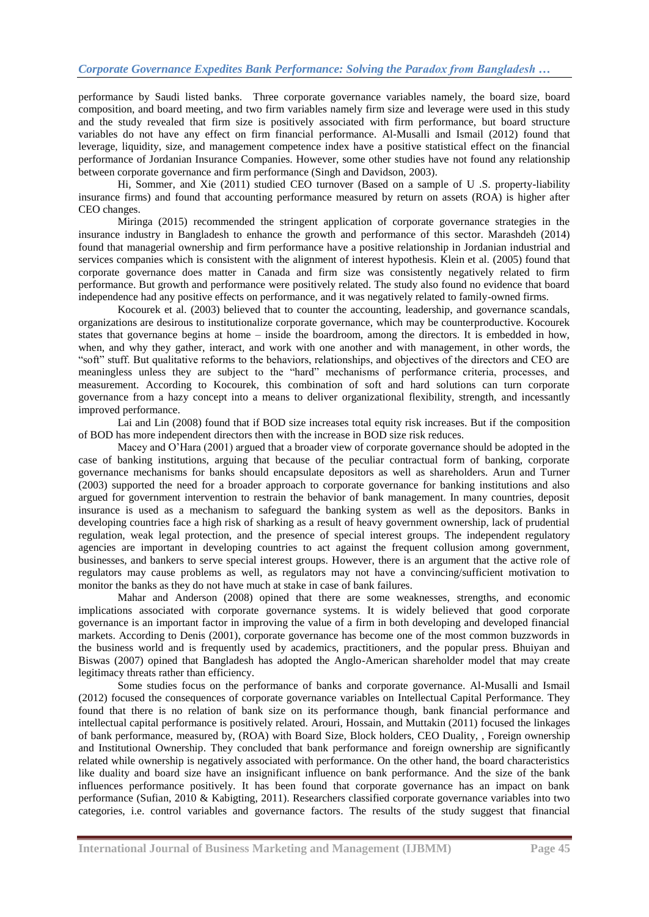performance by Saudi listed banks. Three corporate governance variables namely, the board size, board composition, and board meeting, and two firm variables namely firm size and leverage were used in this study and the study revealed that firm size is positively associated with firm performance, but board structure variables do not have any effect on firm financial performance. Al-Musalli and Ismail (2012) found that leverage, liquidity, size, and management competence index have a positive statistical effect on the financial performance of Jordanian Insurance Companies. However, some other studies have not found any relationship between corporate governance and firm performance (Singh and Davidson, 2003).

Hi, Sommer, and Xie (2011) studied CEO turnover (Based on a sample of U .S. property-liability insurance firms) and found that accounting performance measured by return on assets (ROA) is higher after CEO changes.

Miringa (2015) recommended the stringent application of corporate governance strategies in the insurance industry in Bangladesh to enhance the growth and performance of this sector. Marashdeh (2014) found that managerial ownership and firm performance have a positive relationship in Jordanian industrial and services companies which is consistent with the alignment of interest hypothesis. Klein et al. (2005) found that corporate governance does matter in Canada and firm size was consistently negatively related to firm performance. But growth and performance were positively related. The study also found no evidence that board independence had any positive effects on performance, and it was negatively related to family-owned firms.

Kocourek et al. (2003) believed that to counter the accounting, leadership, and governance scandals, organizations are desirous to institutionalize corporate governance, which may be counterproductive. Kocourek states that governance begins at home – inside the boardroom, among the directors. It is embedded in how, when, and why they gather, interact, and work with one another and with management, in other words, the "soft" stuff. But qualitative reforms to the behaviors, relationships, and objectives of the directors and CEO are meaningless unless they are subject to the "hard" mechanisms of performance criteria, processes, and measurement. According to Kocourek, this combination of soft and hard solutions can turn corporate governance from a hazy concept into a means to deliver organizational flexibility, strength, and incessantly improved performance.

Lai and Lin (2008) found that if BOD size increases total equity risk increases. But if the composition of BOD has more independent directors then with the increase in BOD size risk reduces.

Macey and O'Hara (2001) argued that a broader view of corporate governance should be adopted in the case of banking institutions, arguing that because of the peculiar contractual form of banking, corporate governance mechanisms for banks should encapsulate depositors as well as shareholders. Arun and Turner (2003) supported the need for a broader approach to corporate governance for banking institutions and also argued for government intervention to restrain the behavior of bank management. In many countries, deposit insurance is used as a mechanism to safeguard the banking system as well as the depositors. Banks in developing countries face a high risk of sharking as a result of heavy government ownership, lack of prudential regulation, weak legal protection, and the presence of special interest groups. The independent regulatory agencies are important in developing countries to act against the frequent collusion among government, businesses, and bankers to serve special interest groups. However, there is an argument that the active role of regulators may cause problems as well, as regulators may not have a convincing/sufficient motivation to monitor the banks as they do not have much at stake in case of bank failures.

Mahar and Anderson (2008) opined that there are some weaknesses, strengths, and economic implications associated with corporate governance systems. It is widely believed that good corporate governance is an important factor in improving the value of a firm in both developing and developed financial markets. According to Denis (2001), corporate governance has become one of the most common buzzwords in the business world and is frequently used by academics, practitioners, and the popular press. Bhuiyan and Biswas (2007) opined that Bangladesh has adopted the Anglo-American shareholder model that may create legitimacy threats rather than efficiency.

Some studies focus on the performance of banks and corporate governance. Al-Musalli and Ismail (2012) focused the consequences of corporate governance variables on Intellectual Capital Performance. They found that there is no relation of bank size on its performance though, bank financial performance and intellectual capital performance is positively related. Arouri, Hossain, and Muttakin (2011) focused the linkages of bank performance, measured by, (ROA) with Board Size, Block holders, CEO Duality, , Foreign ownership and Institutional Ownership. They concluded that bank performance and foreign ownership are significantly related while ownership is negatively associated with performance. On the other hand, the board characteristics like duality and board size have an insignificant influence on bank performance. And the size of the bank influences performance positively. It has been found that corporate governance has an impact on bank performance (Sufian, 2010 & Kabigting, 2011). Researchers classified corporate governance variables into two categories, i.e. control variables and governance factors. The results of the study suggest that financial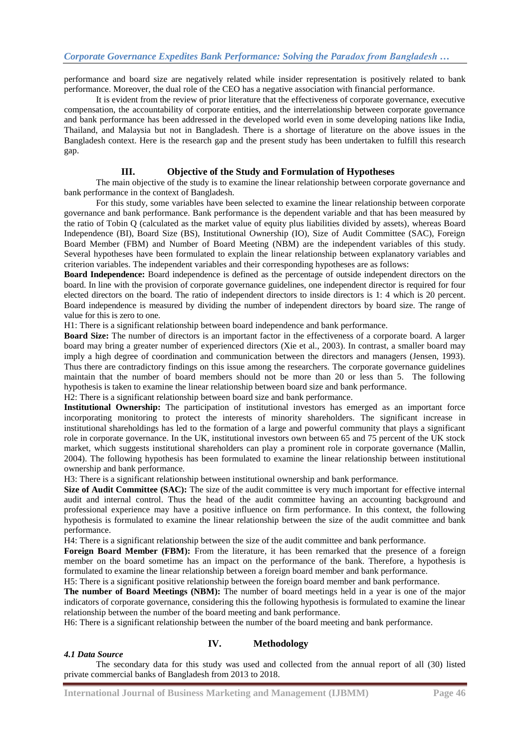performance and board size are negatively related while insider representation is positively related to bank performance. Moreover, the dual role of the CEO has a negative association with financial performance.

It is evident from the review of prior literature that the effectiveness of corporate governance, executive compensation, the accountability of corporate entities, and the interrelationship between corporate governance and bank performance has been addressed in the developed world even in some developing nations like India, Thailand, and Malaysia but not in Bangladesh. There is a shortage of literature on the above issues in the Bangladesh context. Here is the research gap and the present study has been undertaken to fulfill this research gap.

## III. Objective of the Study and Formulation of Hypotheses

The main objective of the study is to examine the linear relationship between corporate governance and bank performance in the context of Bangladesh.

For this study, some variables have been selected to examine the linear relationship between corporate governance and bank performance. Bank performance is the dependent variable and that has been measured by the ratio of Tobin Q (calculated as the market value of equity plus liabilities divided by assets), whereas Board Independence (BI), Board Size (BS), Institutional Ownership (IO), Size of Audit Committee (SAC), Foreign Board Member (FBM) and Number of Board Meeting (NBM) are the independent variables of this study. Several hypotheses have been formulated to explain the linear relationship between explanatory variables and criterion variables. The independent variables and their corresponding hypotheses are as follows:

**Board Independence:** Board independence is defined as the percentage of outside independent directors on the board. In line with the provision of corporate governance guidelines, one independent director is required for four elected directors on the board. The ratio of independent directors to inside directors is 1: 4 which is 20 percent. Board independence is measured by dividing the number of independent directors by board size. The range of value for this is zero to one.

H1: There is a significant relationship between board independence and bank performance.

**Board Size:** The number of directors is an important factor in the effectiveness of a corporate board. A larger board may bring a greater number of experienced directors (Xie et al., 2003). In contrast, a smaller board may imply a high degree of coordination and communication between the directors and managers (Jensen, 1993). Thus there are contradictory findings on this issue among the researchers. The corporate governance guidelines maintain that the number of board members should not be more than 20 or less than 5. The following hypothesis is taken to examine the linear relationship between board size and bank performance.

H2: There is a significant relationship between board size and bank performance.

**Institutional Ownership:** The participation of institutional investors has emerged as an important force incorporating monitoring to protect the interests of minority shareholders. The significant increase in institutional shareholdings has led to the formation of a large and powerful community that plays a significant role in corporate governance. In the UK, institutional investors own between 65 and 75 percent of the UK stock market, which suggests institutional shareholders can play a prominent role in corporate governance (Mallin, 2004). The following hypothesis has been formulated to examine the linear relationship between institutional ownership and bank performance.

H3: There is a significant relationship between institutional ownership and bank performance.

**Size of Audit Committee (SAC):** The size of the audit committee is very much important for effective internal audit and internal control. Thus the head of the audit committee having an accounting background and professional experience may have a positive influence on firm performance. In this context, the following hypothesis is formulated to examine the linear relationship between the size of the audit committee and bank performance.

H4: There is a significant relationship between the size of the audit committee and bank performance.

**Foreign Board Member (FBM):** From the literature, it has been remarked that the presence of a foreign member on the board sometime has an impact on the performance of the bank. Therefore, a hypothesis is formulated to examine the linear relationship between a foreign board member and bank performance.

H5: There is a significant positive relationship between the foreign board member and bank performance.

**The number of Board Meetings (NBM):** The number of board meetings held in a year is one of the major indicators of corporate governance, considering this the following hypothesis is formulated to examine the linear relationship between the number of the board meeting and bank performance.

H6: There is a significant relationship between the number of the board meeting and bank performance.

## IV. Methodology

### *4.1 Data Source*

The secondary data for this study was used and collected from the annual report of all (30) listed private commercial banks of Bangladesh from 2013 to 2018.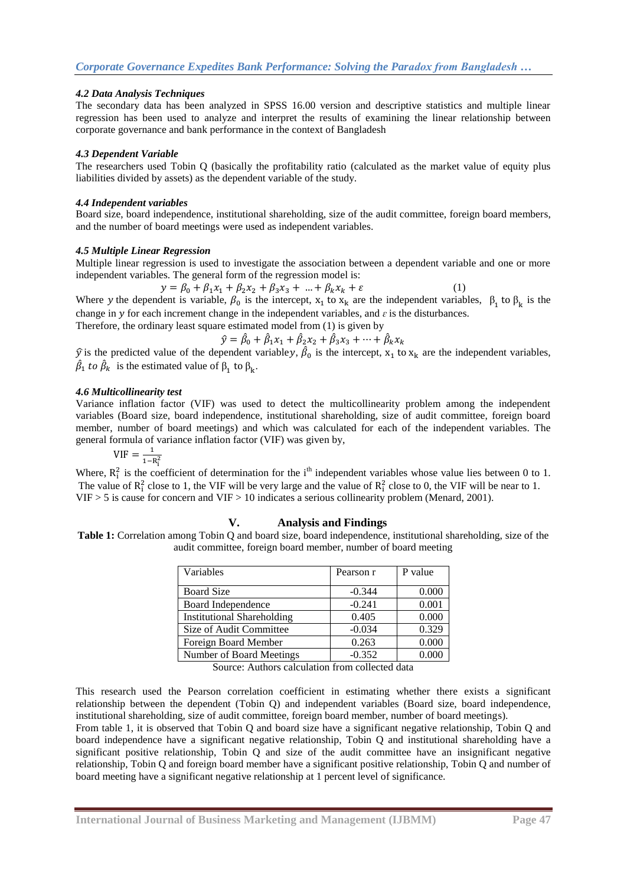### 4.2 Data Analysis Techniques

The secondary data has been analyzed in SPSS 16.00 version and descriptive statistics and multiple linear regression has been used to analyze and interpret the results of examining the linear relationship between corporate governance and bank performance in the context of Bangladesh

### 4.3 Dependent Variable

The researchers used Tobin Q (basically the profitability ratio (calculated as the market value of equity plus liabilities divided by assets) as the dependent variable of the study.

### 4.4 Independent variables

Board size, board independence, institutional shareholding, size of the audit committee, foreign board members, and the number of board meetings were used as independent variables.

### 4.5 Multiple Linear Regression

Multiple linear regression is used to investigate the association between a dependent variable and one or more independent variables. The general form of the regression model is:

$$y = \beta_0 + \beta_1 x_1 + \beta_2 x_2 + \beta_3 x_3 + \dots + \beta_k x_k + \varepsilon \qquad (1)$$

Where $y$ the dependent is variable, $\beta_0$ is the intercept, $x_1$ to $x_k$ are the independent variables, $\beta_1$ to $\beta_k$ is the change in $y$ for each increment change in the independent variables, and $\varepsilon$ is the disturbances.

Therefore, the ordinary least square estimated model from (1) is given by

$$\hat{y} = \hat{\beta}_0 + \hat{\beta}_1 x_1 + \hat{\beta}_2 x_2 + \hat{\beta}_3 x_3 + \dots + \hat{\beta}_k x_k$$

$\hat{y}$ is the predicted value of the dependent variable $y$, $\hat{\beta}_0$ is the intercept, $x_1$ to $x_k$ are the independent variables, $\hat{\beta}_1$ to $\hat{\beta}_k$ is the estimated value of $\beta_1$ to $\beta_k$.

### 4.6 Multicollinearity test

Variance inflation factor (VIF) was used to detect the multicollinearity problem among the independent variables (Board size, board independence, institutional shareholding, size of audit committee, foreign board member, number of board meetings) and which was calculated for each of the independent variables. The general formula of variance inflation factor (VIF) was given by,

$$\text{VIF} = \frac{1}{1 - R_i^2}$$

Where, $R_i^2$ is the coefficient of determination for the i[th] independent variables whose value lies between 0 to 1. The value of $R_i^2$ close to 1, the VIF will be very large and the value of $R_i^2$ close to 0, the VIF will be near to 1. VIF > 5 is cause for concern and VIF > 10 indicates a serious collinearity problem (Menard, 2001).

## V. Analysis and Findings

**Table 1:** Correlation among Tobin Q and board size, board independence, institutional shareholding, size of the audit committee, foreign board member, number of board meeting

| Variables | Pearson r | P value |
|---|---|---|
| Board Size | -0.344 | 0.000 |
| Board Independence | -0.241 | 0.001 |
| Institutional Shareholding | 0.405 | 0.000 |
| Size of Audit Committee | -0.034 | 0.329 |
| Foreign Board Member | 0.263 | 0.000 |
| Number of Board Meetings | -0.352 | 0.000 |

Source: Authors calculation from collected data

This research used the Pearson correlation coefficient in estimating whether there exists a significant relationship between the dependent (Tobin Q) and independent variables (Board size, board independence, institutional shareholding, size of audit committee, foreign board member, number of board meetings).

From table 1, it is observed that Tobin Q and board size have a significant negative relationship, Tobin Q and board independence have a significant negative relationship, Tobin Q and institutional shareholding have a significant positive relationship, Tobin Q and size of the audit committee have an insignificant negative relationship, Tobin Q and foreign board member have a significant positive relationship, Tobin Q and number of board meeting have a significant negative relationship at 1 percent level of significance.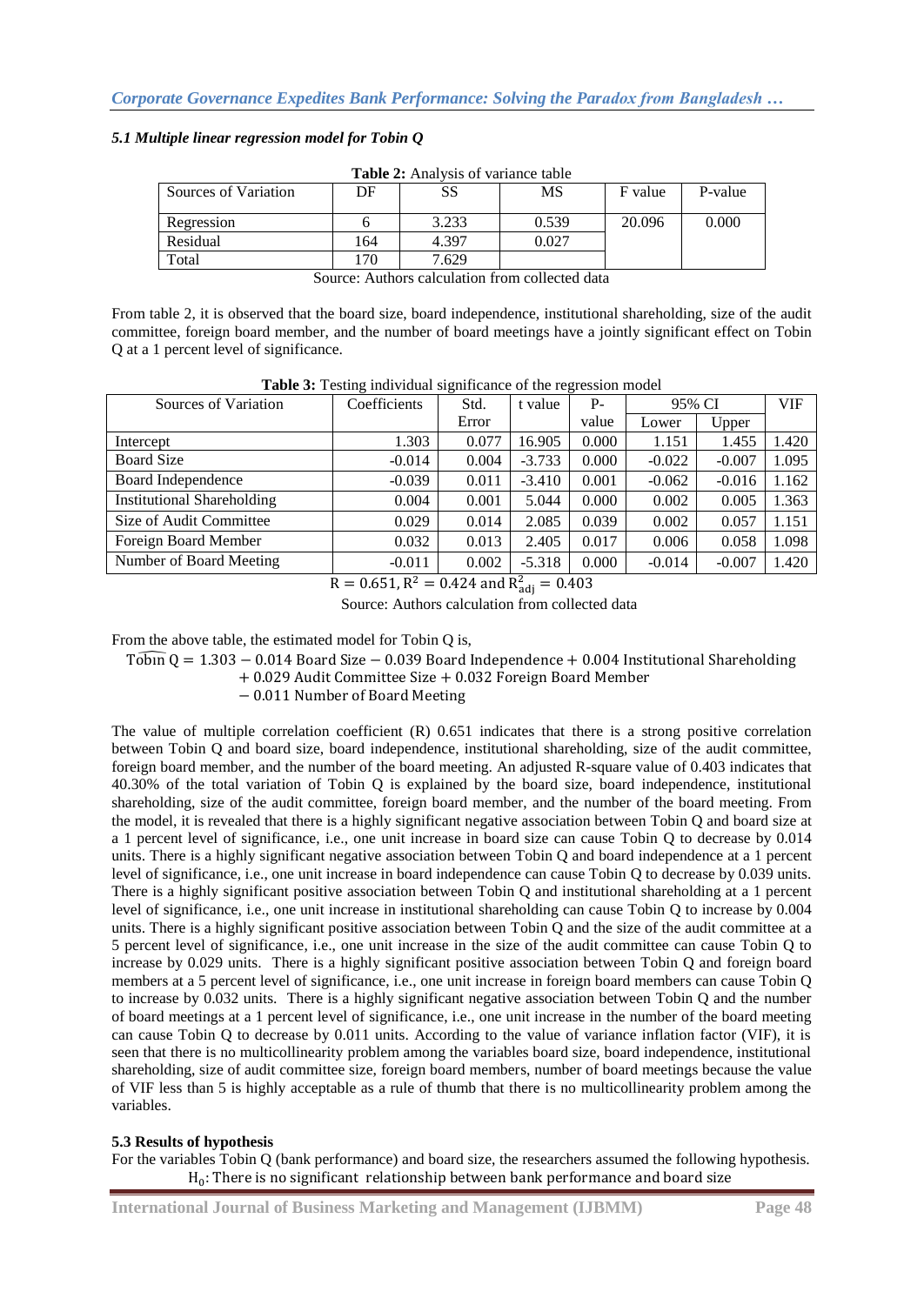### *5.1 Multiple linear regression model for Tobin Q*

**Table 2:** Analysis of variance table

| Sources of Variation | DF | SS | MS | F value | P-value |
|---|---|---|---|---|---|
| Regression | 6 | 3.233 | 0.539 | 20.096 | 0.000 |
| Residual | 164 | 4.397 | 0.027 | | |
| Total | 170 | 7.629 | | | |

Source: Authors calculation from collected data

From table 2, it is observed that the board size, board independence, institutional shareholding, size of the audit committee, foreign board member, and the number of board meetings have a jointly significant effect on Tobin Q at a 1 percent level of significance.

**Table 3:** Testing individual significance of the regression model

| Sources of Variation | Coefficients | Std. Error | t value | P-value | 95% CI | | VIF |
|---|---|---|---|---|---|---|---|
| | | | | | Lower | Upper | |
| Intercept | 1.303 | 0.077 | 16.905 | 0.000 | 1.151 | 1.455 | 1.420 |
| Board Size | -0.014 | 0.004 | -3.733 | 0.000 | -0.022 | -0.007 | 1.095 |
| Board Independence | -0.039 | 0.011 | -3.410 | 0.001 | -0.062 | -0.016 | 1.162 |
| Institutional Shareholding | 0.004 | 0.001 | 5.044 | 0.000 | 0.002 | 0.005 | 1.363 |
| Size of Audit Committee | 0.029 | 0.014 | 2.085 | 0.039 | 0.002 | 0.057 | 1.151 |
| Foreign Board Member | 0.032 | 0.013 | 2.405 | 0.017 | 0.006 | 0.058 | 1.098 |
| Number of Board Meeting | -0.011 | 0.002 | -5.318 | 0.000 | -0.014 | -0.007 | 1.420 |

$R = 0.651, R^2 = 0.424$ and $R^2_{adj} = 0.403$

Source: Authors calculation from collected data

From the above table, the estimated model for Tobin Q is,

$$\widehat{\text{Tobin}}\ \text{Q} = 1.303 - 0.014\ \text{Board Size} - 0.039\ \text{Board Independence} + 0.004\ \text{Institutional Shareholding} + 0.029\ \text{Audit Committee Size} + 0.032\ \text{Foreign Board Member} - 0.011\ \text{Number of Board Meeting}$$

The value of multiple correlation coefficient (R) 0.651 indicates that there is a strong positive correlation between Tobin Q and board size, board independence, institutional shareholding, size of the audit committee, foreign board member, and the number of the board meeting. An adjusted R-square value of 0.403 indicates that 40.30% of the total variation of Tobin Q is explained by the board size, board independence, institutional shareholding, size of the audit committee, foreign board member, and the number of the board meeting. From the model, it is revealed that there is a highly significant negative association between Tobin Q and board size at a 1 percent level of significance, i.e., one unit increase in board size can cause Tobin Q to decrease by 0.014 units. There is a highly significant negative association between Tobin Q and board independence at a 1 percent level of significance, i.e., one unit increase in board independence can cause Tobin Q to decrease by 0.039 units. There is a highly significant positive association between Tobin Q and institutional shareholding at a 1 percent level of significance, i.e., one unit increase in institutional shareholding can cause Tobin Q to increase by 0.004 units. There is a highly significant positive association between Tobin Q and the size of the audit committee at a 5 percent level of significance, i.e., one unit increase in the size of the audit committee can cause Tobin Q to increase by 0.029 units. There is a highly significant positive association between Tobin Q and foreign board members at a 5 percent level of significance, i.e., one unit increase in foreign board members can cause Tobin Q to increase by 0.032 units. There is a highly significant negative association between Tobin Q and the number of board meetings at a 1 percent level of significance, i.e., one unit increase in the number of the board meeting can cause Tobin Q to decrease by 0.011 units. According to the value of variance inflation factor (VIF), it is seen that there is no multicollinearity problem among the variables board size, board independence, institutional shareholding, size of audit committee size, foreign board members, number of board meetings because the value of VIF less than 5 is highly acceptable as a rule of thumb that there is no multicollinearity problem among the variables.

**5.3 Results of hypothesis**

For the variables Tobin Q (bank performance) and board size, the researchers assumed the following hypothesis.

$H_0$: There is no significant relationship between bank performance and board size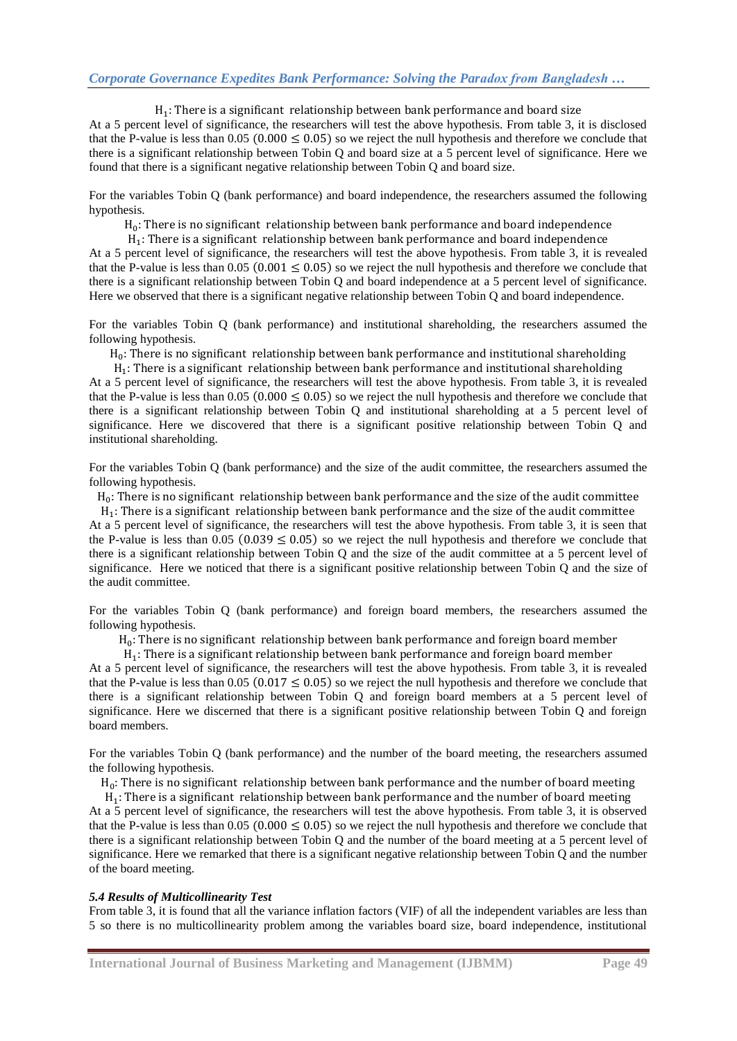$\text{H}_1$: There is a significant relationship between bank performance and board size

At a 5 percent level of significance, the researchers will test the above hypothesis. From table 3, it is disclosed that the P-value is less than 0.05 $(0.000 \leq 0.05)$ so we reject the null hypothesis and therefore we conclude that there is a significant relationship between Tobin Q and board size at a 5 percent level of significance. Here we found that there is a significant negative relationship between Tobin Q and board size.

For the variables Tobin Q (bank performance) and board independence, the researchers assumed the following hypothesis.

$\text{H}_0$: There is no significant relationship between bank performance and board independence

$\text{H}_1$: There is a significant relationship between bank performance and board independence

At a 5 percent level of significance, the researchers will test the above hypothesis. From table 3, it is revealed that the P-value is less than 0.05 $(0.001 \leq 0.05)$ so we reject the null hypothesis and therefore we conclude that there is a significant relationship between Tobin Q and board independence at a 5 percent level of significance. Here we observed that there is a significant negative relationship between Tobin Q and board independence.

For the variables Tobin Q (bank performance) and institutional shareholding, the researchers assumed the following hypothesis.

$\text{H}_0$: There is no significant relationship between bank performance and institutional shareholding

$\text{H}_1$: There is a significant relationship between bank performance and institutional shareholding

At a 5 percent level of significance, the researchers will test the above hypothesis. From table 3, it is revealed that the P-value is less than 0.05 $(0.000 \leq 0.05)$ so we reject the null hypothesis and therefore we conclude that there is a significant relationship between Tobin Q and institutional shareholding at a 5 percent level of significance. Here we discovered that there is a significant positive relationship between Tobin Q and institutional shareholding.

For the variables Tobin Q (bank performance) and the size of the audit committee, the researchers assumed the following hypothesis.

$\text{H}_0$: There is no significant relationship between bank performance and the size of the audit committee

$\text{H}_1$: There is a significant relationship between bank performance and the size of the audit committee

At a 5 percent level of significance, the researchers will test the above hypothesis. From table 3, it is seen that the P-value is less than 0.05 $(0.039 \leq 0.05)$ so we reject the null hypothesis and therefore we conclude that there is a significant relationship between Tobin Q and the size of the audit committee at a 5 percent level of significance. Here we noticed that there is a significant positive relationship between Tobin Q and the size of the audit committee.

For the variables Tobin Q (bank performance) and foreign board members, the researchers assumed the following hypothesis.

$\text{H}_0$: There is no significant relationship between bank performance and foreign board member

$\text{H}_1$: There is a significant relationship between bank performance and foreign board member

At a 5 percent level of significance, the researchers will test the above hypothesis. From table 3, it is revealed that the P-value is less than 0.05 $(0.017 \leq 0.05)$ so we reject the null hypothesis and therefore we conclude that there is a significant relationship between Tobin Q and foreign board members at a 5 percent level of significance. Here we discerned that there is a significant positive relationship between Tobin Q and foreign board members.

For the variables Tobin Q (bank performance) and the number of the board meeting, the researchers assumed the following hypothesis.

$\text{H}_0$: There is no significant relationship between bank performance and the number of board meeting

$\text{H}_1$: There is a significant relationship between bank performance and the number of board meeting

At a 5 percent level of significance, the researchers will test the above hypothesis. From table 3, it is observed that the P-value is less than 0.05 $(0.000 \leq 0.05)$ so we reject the null hypothesis and therefore we conclude that there is a significant relationship between Tobin Q and the number of the board meeting at a 5 percent level of significance. Here we remarked that there is a significant negative relationship between Tobin Q and the number of the board meeting.

### *5.4 Results of Multicollinearity Test*

From table 3, it is found that all the variance inflation factors (VIF) of all the independent variables are less than 5 so there is no multicollinearity problem among the variables board size, board independence, institutional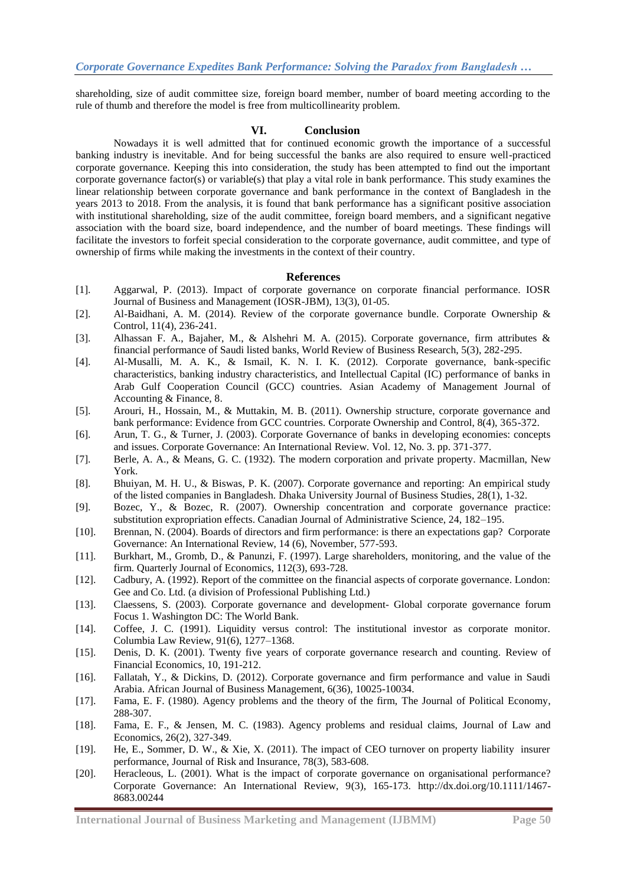shareholding, size of audit committee size, foreign board member, number of board meeting according to the rule of thumb and therefore the model is free from multicollinearity problem.

## VI. Conclusion

Nowadays it is well admitted that for continued economic growth the importance of a successful banking industry is inevitable. And for being successful the banks are also required to ensure well-practiced corporate governance. Keeping this into consideration, the study has been attempted to find out the important corporate governance factor(s) or variable(s) that play a vital role in bank performance. This study examines the linear relationship between corporate governance and bank performance in the context of Bangladesh in the years 2013 to 2018. From the analysis, it is found that bank performance has a significant positive association with institutional shareholding, size of the audit committee, foreign board members, and a significant negative association with the board size, board independence, and the number of board meetings. These findings will facilitate the investors to forfeit special consideration to the corporate governance, audit committee, and type of ownership of firms while making the investments in the context of their country.

## References

[1]. Aggarwal, P. (2013). Impact of corporate governance on corporate financial performance. IOSR Journal of Business and Management (IOSR-JBM), 13(3), 01-05.

[2]. Al-Baidhani, A. M. (2014). Review of the corporate governance bundle. Corporate Ownership & Control, 11(4), 236-241.

[3]. Alhassan F. A., Bajaher, M., & Alshehri M. A. (2015). Corporate governance, firm attributes & financial performance of Saudi listed banks, World Review of Business Research, 5(3), 282-295.

[4]. Al-Musalli, M. A. K., & Ismail, K. N. I. K. (2012). Corporate governance, bank-specific characteristics, banking industry characteristics, and Intellectual Capital (IC) performance of banks in Arab Gulf Cooperation Council (GCC) countries. Asian Academy of Management Journal of Accounting & Finance, 8.

[5]. Arouri, H., Hossain, M., & Muttakin, M. B. (2011). Ownership structure, corporate governance and bank performance: Evidence from GCC countries. Corporate Ownership and Control, 8(4), 365-372.

[6]. Arun, T. G., & Turner, J. (2003). Corporate Governance of banks in developing economies: concepts and issues. Corporate Governance: An International Review. Vol. 12, No. 3. pp. 371-377.

[7]. Berle, A. A., & Means, G. C. (1932). The modern corporation and private property. Macmillan, New York.

[8]. Bhuiyan, M. H. U., & Biswas, P. K. (2007). Corporate governance and reporting: An empirical study of the listed companies in Bangladesh. Dhaka University Journal of Business Studies, 28(1), 1-32.

[9]. Bozec, Y., & Bozec, R. (2007). Ownership concentration and corporate governance practice: substitution expropriation effects. Canadian Journal of Administrative Science, 24, 182–195.

[10]. Brennan, N. (2004). Boards of directors and firm performance: is there an expectations gap? Corporate Governance: An International Review, 14 (6), November, 577-593.

[11]. Burkhart, M., Gromb, D., & Panunzi, F. (1997). Large shareholders, monitoring, and the value of the firm. Quarterly Journal of Economics, 112(3), 693-728.

[12]. Cadbury, A. (1992). Report of the committee on the financial aspects of corporate governance. London: Gee and Co. Ltd. (a division of Professional Publishing Ltd.)

[13]. Claessens, S. (2003). Corporate governance and development- Global corporate governance forum Focus 1. Washington DC: The World Bank.

[14]. Coffee, J. C. (1991). Liquidity versus control: The institutional investor as corporate monitor. Columbia Law Review, 91(6), 1277–1368.

[15]. Denis, D. K. (2001). Twenty five years of corporate governance research and counting. Review of Financial Economics, 10, 191-212.

[16]. Fallatah, Y., & Dickins, D. (2012). Corporate governance and firm performance and value in Saudi Arabia. African Journal of Business Management, 6(36), 10025-10034.

[17]. Fama, E. F. (1980). Agency problems and the theory of the firm, The Journal of Political Economy, 288-307.

[18]. Fama, E. F., & Jensen, M. C. (1983). Agency problems and residual claims, Journal of Law and Economics, 26(2), 327-349.

[19]. He, E., Sommer, D. W., & Xie, X. (2011). The impact of CEO turnover on property liability insurer performance, Journal of Risk and Insurance, 78(3), 583-608.

[20]. Heracleous, L. (2001). What is the impact of corporate governance on organisational performance? Corporate Governance: An International Review, 9(3), 165-173. http://dx.doi.org/10.1111/1467-8683.00244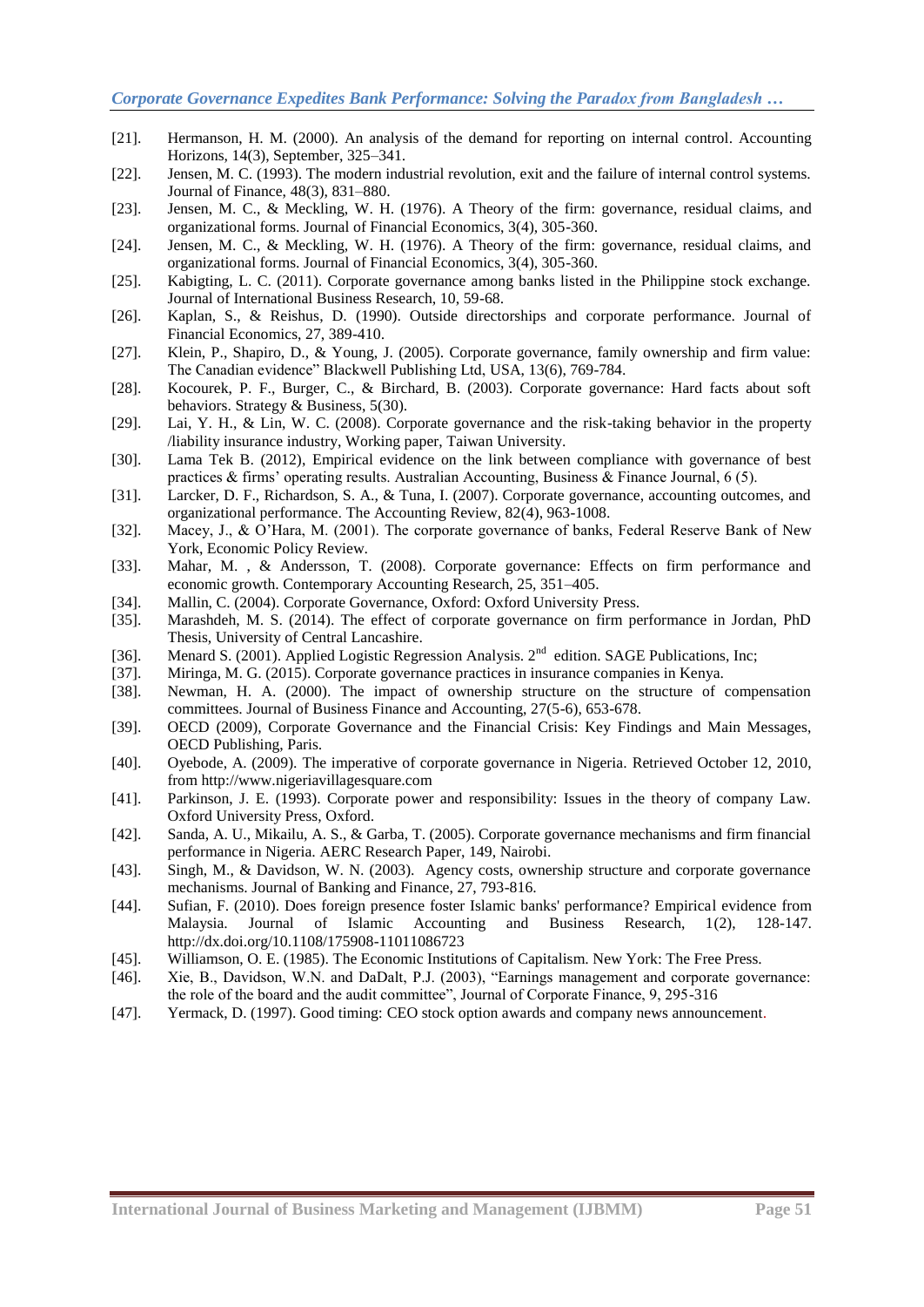[21]. Hermanson, H. M. (2000). An analysis of the demand for reporting on internal control. Accounting Horizons, 14(3), September, 325–341.

[22]. Jensen, M. C. (1993). The modern industrial revolution, exit and the failure of internal control systems. Journal of Finance, 48(3), 831–880.

[23]. Jensen, M. C., & Meckling, W. H. (1976). A Theory of the firm: governance, residual claims, and organizational forms. Journal of Financial Economics, 3(4), 305-360.

[24]. Jensen, M. C., & Meckling, W. H. (1976). A Theory of the firm: governance, residual claims, and organizational forms. Journal of Financial Economics, 3(4), 305-360.

[25]. Kabigting, L. C. (2011). Corporate governance among banks listed in the Philippine stock exchange. Journal of International Business Research, 10, 59-68.

[26]. Kaplan, S., & Reishus, D. (1990). Outside directorships and corporate performance. Journal of Financial Economics, 27, 389-410.

[27]. Klein, P., Shapiro, D., & Young, J. (2005). Corporate governance, family ownership and firm value: The Canadian evidence" Blackwell Publishing Ltd, USA, 13(6), 769-784.

[28]. Kocourek, P. F., Burger, C., & Birchard, B. (2003). Corporate governance: Hard facts about soft behaviors. Strategy & Business, 5(30).

[29]. Lai, Y. H., & Lin, W. C. (2008). Corporate governance and the risk-taking behavior in the property /liability insurance industry, Working paper, Taiwan University.

[30]. Lama Tek B. (2012), Empirical evidence on the link between compliance with governance of best practices & firms' operating results. Australian Accounting, Business & Finance Journal, 6 (5).

[31]. Larcker, D. F., Richardson, S. A., & Tuna, I. (2007). Corporate governance, accounting outcomes, and organizational performance. The Accounting Review, 82(4), 963-1008.

[32]. Macey, J., & O'Hara, M. (2001). The corporate governance of banks, Federal Reserve Bank of New York, Economic Policy Review.

[33]. Mahar, M. , & Andersson, T. (2008). Corporate governance: Effects on firm performance and economic growth. Contemporary Accounting Research, 25, 351–405.

[34]. Mallin, C. (2004). Corporate Governance, Oxford: Oxford University Press.

[35]. Marashdeh, M. S. (2014). The effect of corporate governance on firm performance in Jordan, PhD Thesis, University of Central Lancashire.

[36]. Menard S. (2001). Applied Logistic Regression Analysis. 2nd edition. SAGE Publications, Inc;

[37]. Miringa, M. G. (2015). Corporate governance practices in insurance companies in Kenya.

[38]. Newman, H. A. (2000). The impact of ownership structure on the structure of compensation committees. Journal of Business Finance and Accounting, 27(5-6), 653-678.

[39]. OECD (2009), Corporate Governance and the Financial Crisis: Key Findings and Main Messages, OECD Publishing, Paris.

[40]. Oyebode, A. (2009). The imperative of corporate governance in Nigeria. Retrieved October 12, 2010, from http://www.nigeriavillagesquare.com

[41]. Parkinson, J. E. (1993). Corporate power and responsibility: Issues in the theory of company Law. Oxford University Press, Oxford.

[42]. Sanda, A. U., Mikailu, A. S., & Garba, T. (2005). Corporate governance mechanisms and firm financial performance in Nigeria. AERC Research Paper, 149, Nairobi.

[43]. Singh, M., & Davidson, W. N. (2003). Agency costs, ownership structure and corporate governance mechanisms. Journal of Banking and Finance, 27, 793-816.

[44]. Sufian, F. (2010). Does foreign presence foster Islamic banks' performance? Empirical evidence from Malaysia. Journal of Islamic Accounting and Business Research, 1(2), 128-147. http://dx.doi.org/10.1108/175908-11011086723

[45]. Williamson, O. E. (1985). The Economic Institutions of Capitalism. New York: The Free Press.

[46]. Xie, B., Davidson, W.N. and DaDalt, P.J. (2003), "Earnings management and corporate governance: the role of the board and the audit committee", Journal of Corporate Finance, 9, 295-316

[47]. Yermack, D. (1997). Good timing: CEO stock option awards and company news announcement.